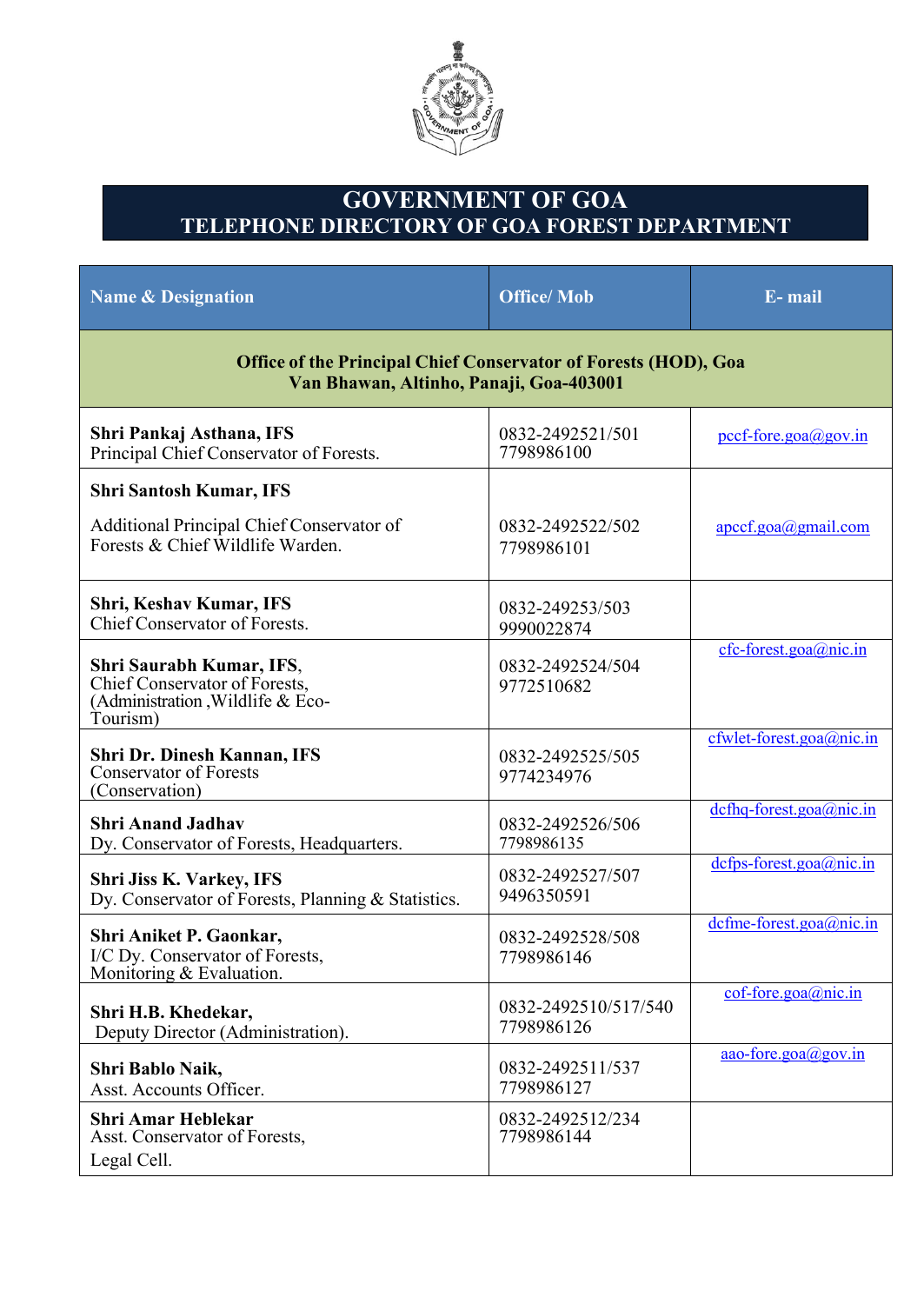# GOVERNMENT OF GOA
## TELEPHONE DIRECTORY OF GOA FOREST DEPARTMENT

| Name & Designation | Office/ Mob | E- mail |
|---|---|---|
| **Office of the Principal Chief Conservator of Forests (HOD), Goa Van Bhawan, Altinho, Panaji, Goa-403001** | | |
| **Shri Pankaj Asthana, IFS** Principal Chief Conservator of Forests. | 0832-2492521/501 7798986100 | pccf-fore.goa@gov.in |
| **Shri Santosh Kumar, IFS** Additional Principal Chief Conservator of Forests & Chief Wildlife Warden. | 0832-2492522/502 7798986101 | apccf.goa@gmail.com |
| **Shri, Keshav Kumar, IFS** Chief Conservator of Forests. | 0832-249253/503 9990022874 | |
| **Shri Saurabh Kumar, IFS**, Chief Conservator of Forests, (Administration ,Wildlife & Eco-Tourism) | 0832-2492524/504 9772510682 | cfc-forest.goa@nic.in |
| **Shri Dr. Dinesh Kannan, IFS** Conservator of Forests (Conservation) | 0832-2492525/505 9774234976 | cfwlet-forest.goa@nic.in |
| **Shri Anand Jadhav** Dy. Conservator of Forests, Headquarters. | 0832-2492526/506 7798986135 | dcfhq-forest.goa@nic.in |
| **Shri Jiss K. Varkey, IFS** Dy. Conservator of Forests, Planning & Statistics. | 0832-2492527/507 9496350591 | dcfps-forest.goa@nic.in |
| **Shri Aniket P. Gaonkar,** I/C Dy. Conservator of Forests, Monitoring & Evaluation. | 0832-2492528/508 7798986146 | dcfme-forest.goa@nic.in |
| **Shri H.B. Khedekar,** Deputy Director (Administration). | 0832-2492510/517/540 7798986126 | cof-fore.goa@nic.in |
| **Shri Bablo Naik,** Asst. Accounts Officer. | 0832-2492511/537 7798986127 | aao-fore.goa@gov.in |
| **Shri Amar Heblekar** Asst. Conservator of Forests, Legal Cell. | 0832-2492512/234 7798986144 | |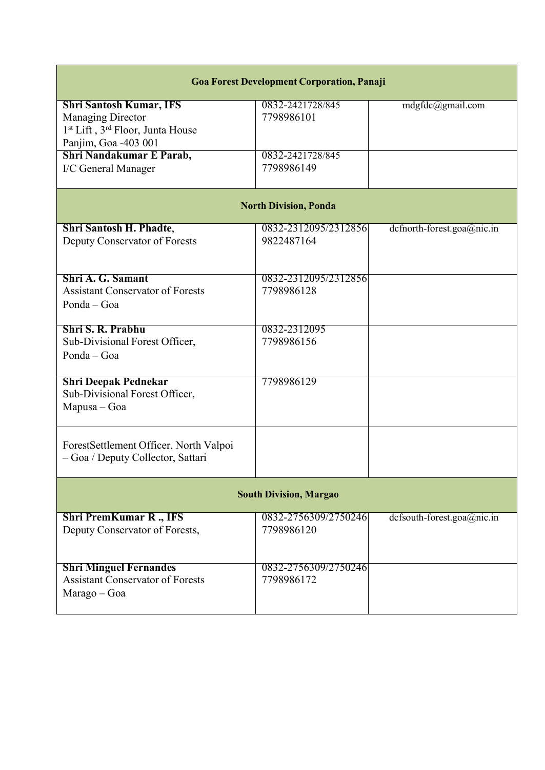| Goa Forest Development Corporation, Panaji | | |
|---|---|---|
| **Shri Santosh Kumar, IFS**<br>Managing Director<br>1st Lift , 3rd Floor, Junta House<br>Panjim, Goa -403 001 | 0832-2421728/845<br>7798986101 | mdgfdc@gmail.com |
| **Shri Nandakumar E Parab,**<br>I/C General Manager | 0832-2421728/845<br>7798986149 | |
| **North Division, Ponda** | | |
| **Shri Santosh H. Phadte**,<br>Deputy Conservator of Forests | 0832-2312095/2312856<br>9822487164 | dcfnorth-forest.goa@nic.in |
| **Shri A. G. Samant**<br>Assistant Conservator of Forests<br>Ponda – Goa | 0832-2312095/2312856<br>7798986128 | |
| **Shri S. R. Prabhu**<br>Sub-Divisional Forest Officer,<br>Ponda – Goa | 0832-2312095<br>7798986156 | |
| **Shri Deepak Pednekar**<br>Sub-Divisional Forest Officer,<br>Mapusa – Goa | 7798986129 | |
| ForestSettlement Officer, North Valpoi – Goa / Deputy Collector, Sattari | | |
| **South Division, Margao** | | |
| **Shri PremKumar R ., IFS**<br>Deputy Conservator of Forests, | 0832-2756309/2750246<br>7798986120 | dcfsouth-forest.goa@nic.in |
| **Shri Minguel Fernandes**<br>Assistant Conservator of Forests<br>Marago – Goa | 0832-2756309/2750246<br>7798986172 | |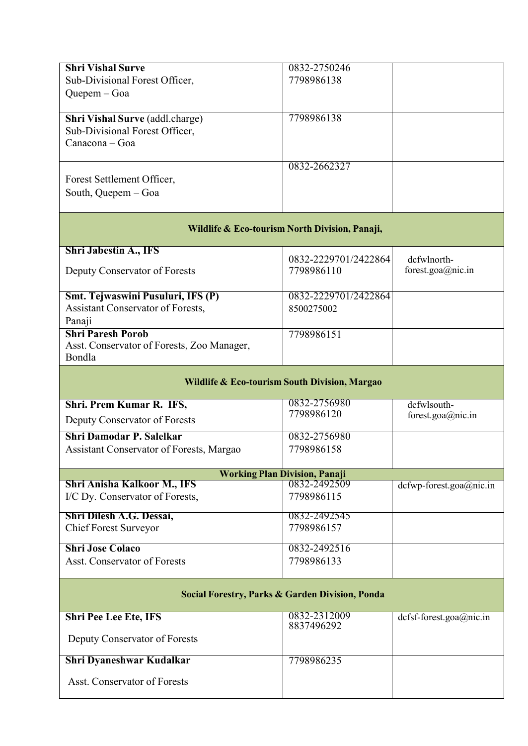| | | |
|---|---|---|
| **Shri Vishal Surve**<br>Sub-Divisional Forest Officer,<br>Quepem – Goa | 0832-2750246<br>7798986138 | |
| **Shri Vishal Surve** (addl.charge)<br>Sub-Divisional Forest Officer,<br>Canacona – Goa | 7798986138 | |
| Forest Settlement Officer,<br>South, Quepem – Goa | 0832-2662327 | |
| **Wildlife & Eco-tourism North Division, Panaji,** | | |
| **Shri Jabestin A., IFS**<br>Deputy Conservator of Forests | 0832-2229701/2422864<br>7798986110 | dcfwlnorth-forest.goa@nic.in |
| **Smt. Tejwaswini Pusuluri, IFS (P)**<br>Assistant Conservator of Forests,<br>Panaji | 0832-2229701/2422864<br>8500275002 | |
| **Shri Paresh Porob**<br>Asst. Conservator of Forests, Zoo Manager,<br>Bondla | 7798986151 | |
| **Wildlife & Eco-tourism South Division, Margao** | | |
| **Shri. Prem Kumar R. IFS,**<br>Deputy Conservator of Forests | 0832-2756980<br>7798986120 | dcfwlsouth-forest.goa@nic.in |
| **Shri Damodar P. Salelkar**<br>Assistant Conservator of Forests, Margao | 0832-2756980<br>7798986158 | |
| **Working Plan Division, Panaji** | | |
| **Shri Anisha Kalkoor M., IFS**<br>I/C Dy. Conservator of Forests, | 0832-2492509<br>7798986115 | dcfwp-forest.goa@nic.in |
| **Shri Dilesh A.G. Dessai,**<br>Chief Forest Surveyor | 0832-2492545<br>7798986157 | |
| **Shri Jose Colaco**<br>Asst. Conservator of Forests | 0832-2492516<br>7798986133 | |
| **Social Forestry, Parks & Garden Division, Ponda** | | |
| **Shri Pee Lee Ete, IFS**<br>Deputy Conservator of Forests | 0832-2312009<br>8837496292 | dcfsf-forest.goa@nic.in |
| **Shri Dyaneshwar Kudalkar**<br>Asst. Conservator of Forests | 7798986235 | |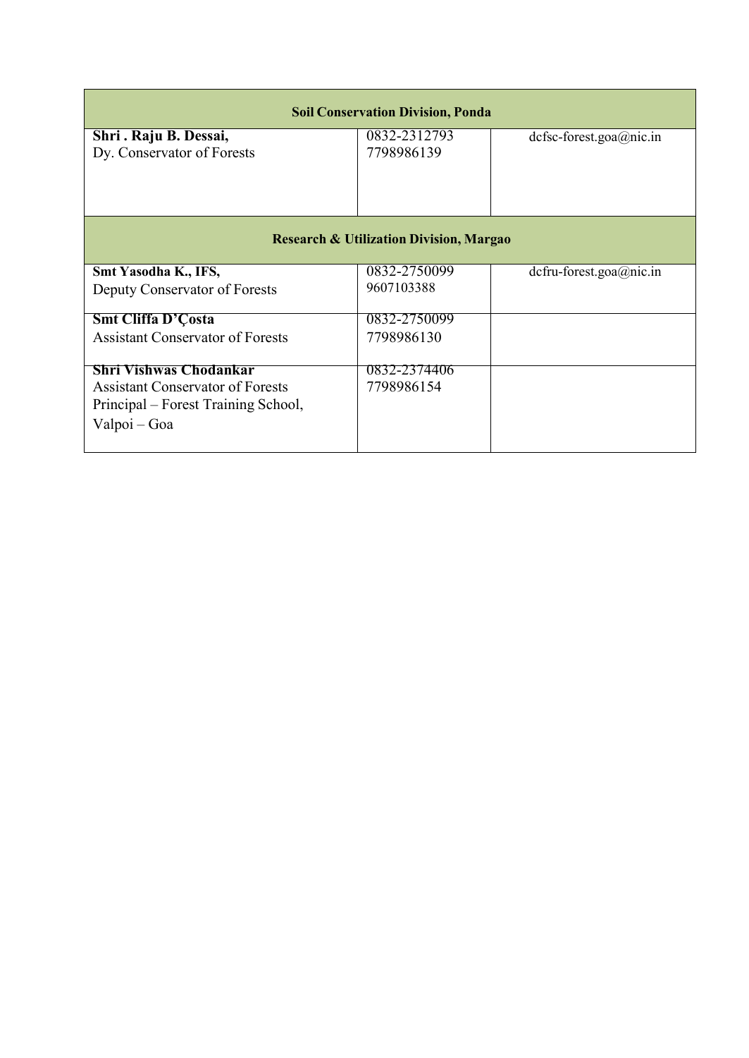| | | |
|---|---|---|
| **Soil Conservation Division, Ponda** | | |
| **Shri . Raju B. Dessai,**<br>Dy. Conservator of Forests | 0832-2312793<br>7798986139 | dcfsc-forest.goa@nic.in |
| **Research & Utilization Division, Margao** | | |
| **Smt Yasodha K., IFS,**<br>Deputy Conservator of Forests | 0832-2750099<br>9607103388 | dcfru-forest.goa@nic.in |
| **Smt Cliffa D'Çosta**<br>Assistant Conservator of Forests | 0832-2750099<br>7798986130 | |
| **Shri Vishwas Chodankar**<br>Assistant Conservator of Forests<br>Principal – Forest Training School,<br>Valpoi – Goa | 0832-2374406<br>7798986154 | |